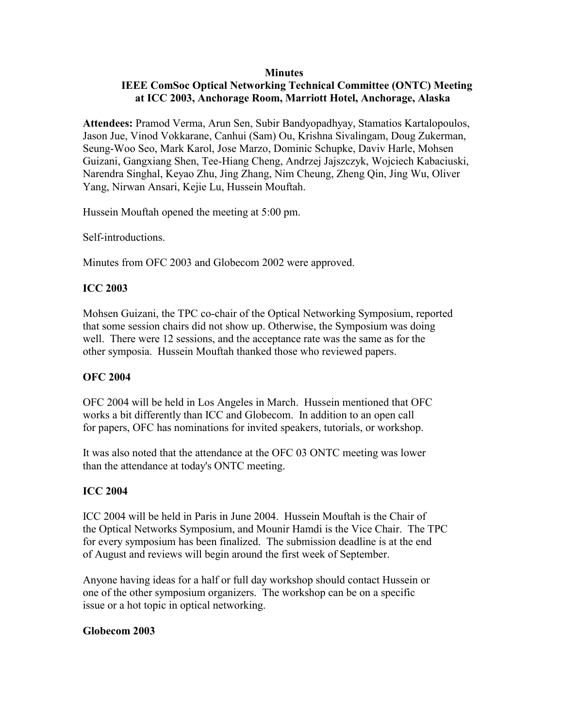**Minutes**
**IEEE ComSoc Optical Networking Technical Committee (ONTC) Meeting at ICC 2003, Anchorage Room, Marriott Hotel, Anchorage, Alaska**

**Attendees:** Pramod Verma, Arun Sen, Subir Bandyopadhyay, Stamatios Kartalopoulos, Jason Jue, Vinod Vokkarane, Canhui (Sam) Ou, Krishna Sivalingam, Doug Zukerman, Seung-Woo Seo, Mark Karol, Jose Marzo, Dominic Schupke, Daviv Harle, Mohsen Guizani, Gangxiang Shen, Tee-Hiang Cheng, Andrzej Jajszczyk, Wojciech Kabaciuski, Narendra Singhal, Keyao Zhu, Jing Zhang, Nim Cheung, Zheng Qin, Jing Wu, Oliver Yang, Nirwan Ansari, Kejie Lu, Hussein Mouftah.

Hussein Mouftah opened the meeting at 5:00 pm.

Self-introductions.

Minutes from OFC 2003 and Globecom 2002 were approved.

**ICC 2003**

Mohsen Guizani, the TPC co-chair of the Optical Networking Symposium, reported that some session chairs did not show up. Otherwise, the Symposium was doing well. There were 12 sessions, and the acceptance rate was the same as for the other symposia. Hussein Mouftah thanked those who reviewed papers.

**OFC 2004**

OFC 2004 will be held in Los Angeles in March. Hussein mentioned that OFC works a bit differently than ICC and Globecom. In addition to an open call for papers, OFC has nominations for invited speakers, tutorials, or workshop.

It was also noted that the attendance at the OFC 03 ONTC meeting was lower than the attendance at today's ONTC meeting.

**ICC 2004**

ICC 2004 will be held in Paris in June 2004. Hussein Mouftah is the Chair of the Optical Networks Symposium, and Mounir Hamdi is the Vice Chair. The TPC for every symposium has been finalized. The submission deadline is at the end of August and reviews will begin around the first week of September.

Anyone having ideas for a half or full day workshop should contact Hussein or one of the other symposium organizers. The workshop can be on a specific issue or a hot topic in optical networking.

**Globecom 2003**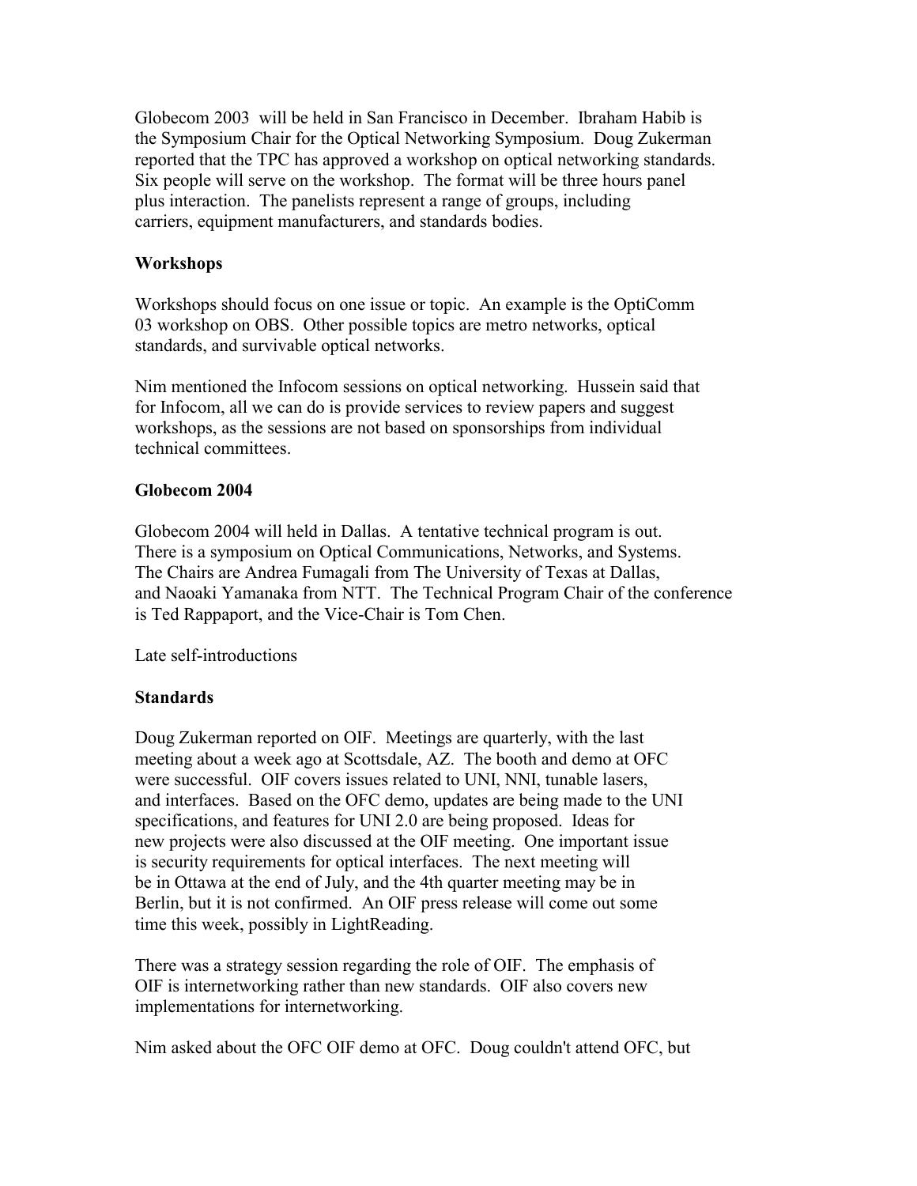Globecom 2003 will be held in San Francisco in December. Ibraham Habib is the Symposium Chair for the Optical Networking Symposium. Doug Zukerman reported that the TPC has approved a workshop on optical networking standards. Six people will serve on the workshop. The format will be three hours panel plus interaction. The panelists represent a range of groups, including carriers, equipment manufacturers, and standards bodies.

**Workshops**

Workshops should focus on one issue or topic. An example is the OptiComm 03 workshop on OBS. Other possible topics are metro networks, optical standards, and survivable optical networks.

Nim mentioned the Infocom sessions on optical networking. Hussein said that for Infocom, all we can do is provide services to review papers and suggest workshops, as the sessions are not based on sponsorships from individual technical committees.

**Globecom 2004**

Globecom 2004 will held in Dallas. A tentative technical program is out. There is a symposium on Optical Communications, Networks, and Systems. The Chairs are Andrea Fumagali from The University of Texas at Dallas, and Naoaki Yamanaka from NTT. The Technical Program Chair of the conference is Ted Rappaport, and the Vice-Chair is Tom Chen.

Late self-introductions

**Standards**

Doug Zukerman reported on OIF. Meetings are quarterly, with the last meeting about a week ago at Scottsdale, AZ. The booth and demo at OFC were successful. OIF covers issues related to UNI, NNI, tunable lasers, and interfaces. Based on the OFC demo, updates are being made to the UNI specifications, and features for UNI 2.0 are being proposed. Ideas for new projects were also discussed at the OIF meeting. One important issue is security requirements for optical interfaces. The next meeting will be in Ottawa at the end of July, and the 4th quarter meeting may be in Berlin, but it is not confirmed. An OIF press release will come out some time this week, possibly in LightReading.

There was a strategy session regarding the role of OIF. The emphasis of OIF is internetworking rather than new standards. OIF also covers new implementations for internetworking.

Nim asked about the OFC OIF demo at OFC. Doug couldn't attend OFC, but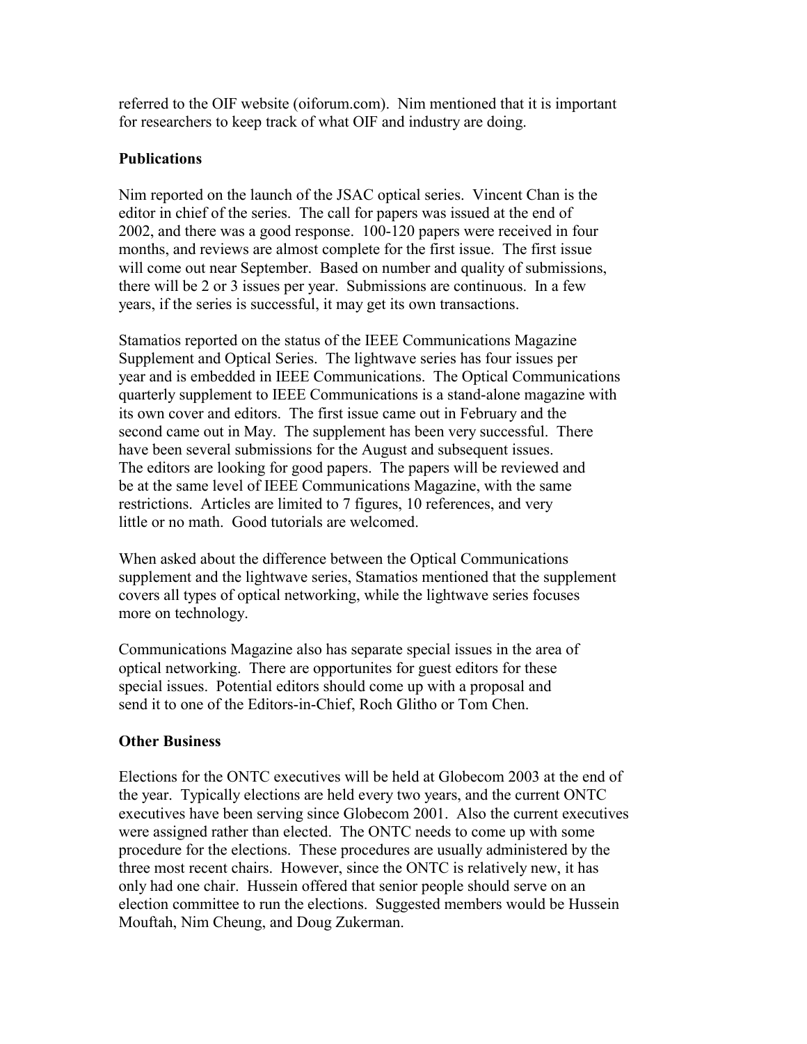referred to the OIF website (oiforum.com). Nim mentioned that it is important for researchers to keep track of what OIF and industry are doing.

**Publications**

Nim reported on the launch of the JSAC optical series. Vincent Chan is the editor in chief of the series. The call for papers was issued at the end of 2002, and there was a good response. 100-120 papers were received in four months, and reviews are almost complete for the first issue. The first issue will come out near September. Based on number and quality of submissions, there will be 2 or 3 issues per year. Submissions are continuous. In a few years, if the series is successful, it may get its own transactions.

Stamatios reported on the status of the IEEE Communications Magazine Supplement and Optical Series. The lightwave series has four issues per year and is embedded in IEEE Communications. The Optical Communications quarterly supplement to IEEE Communications is a stand-alone magazine with its own cover and editors. The first issue came out in February and the second came out in May. The supplement has been very successful. There have been several submissions for the August and subsequent issues. The editors are looking for good papers. The papers will be reviewed and be at the same level of IEEE Communications Magazine, with the same restrictions. Articles are limited to 7 figures, 10 references, and very little or no math. Good tutorials are welcomed.

When asked about the difference between the Optical Communications supplement and the lightwave series, Stamatios mentioned that the supplement covers all types of optical networking, while the lightwave series focuses more on technology.

Communications Magazine also has separate special issues in the area of optical networking. There are opportunites for guest editors for these special issues. Potential editors should come up with a proposal and send it to one of the Editors-in-Chief, Roch Glitho or Tom Chen.

**Other Business**

Elections for the ONTC executives will be held at Globecom 2003 at the end of the year. Typically elections are held every two years, and the current ONTC executives have been serving since Globecom 2001. Also the current executives were assigned rather than elected. The ONTC needs to come up with some procedure for the elections. These procedures are usually administered by the three most recent chairs. However, since the ONTC is relatively new, it has only had one chair. Hussein offered that senior people should serve on an election committee to run the elections. Suggested members would be Hussein Mouftah, Nim Cheung, and Doug Zukerman.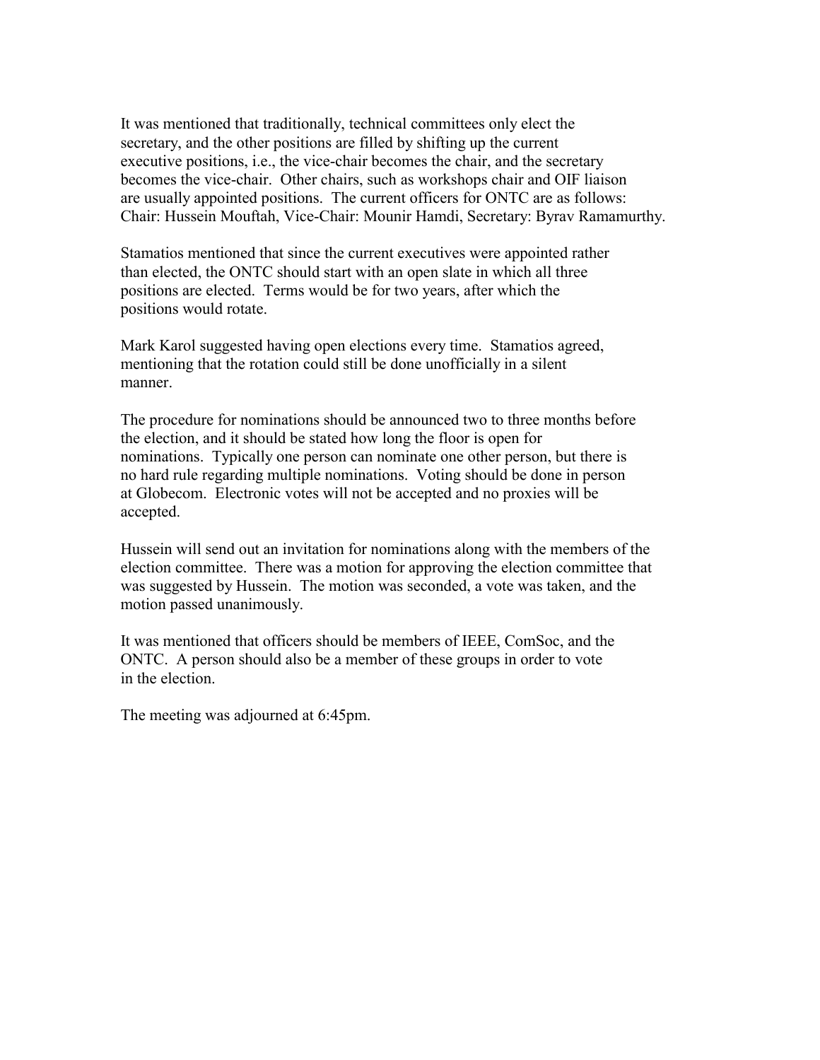It was mentioned that traditionally, technical committees only elect the secretary, and the other positions are filled by shifting up the current executive positions, i.e., the vice-chair becomes the chair, and the secretary becomes the vice-chair. Other chairs, such as workshops chair and OIF liaison are usually appointed positions. The current officers for ONTC are as follows: Chair: Hussein Mouftah, Vice-Chair: Mounir Hamdi, Secretary: Byrav Ramamurthy.

Stamatios mentioned that since the current executives were appointed rather than elected, the ONTC should start with an open slate in which all three positions are elected. Terms would be for two years, after which the positions would rotate.

Mark Karol suggested having open elections every time. Stamatios agreed, mentioning that the rotation could still be done unofficially in a silent manner.

The procedure for nominations should be announced two to three months before the election, and it should be stated how long the floor is open for nominations. Typically one person can nominate one other person, but there is no hard rule regarding multiple nominations. Voting should be done in person at Globecom. Electronic votes will not be accepted and no proxies will be accepted.

Hussein will send out an invitation for nominations along with the members of the election committee. There was a motion for approving the election committee that was suggested by Hussein. The motion was seconded, a vote was taken, and the motion passed unanimously.

It was mentioned that officers should be members of IEEE, ComSoc, and the ONTC. A person should also be a member of these groups in order to vote in the election.

The meeting was adjourned at 6:45pm.